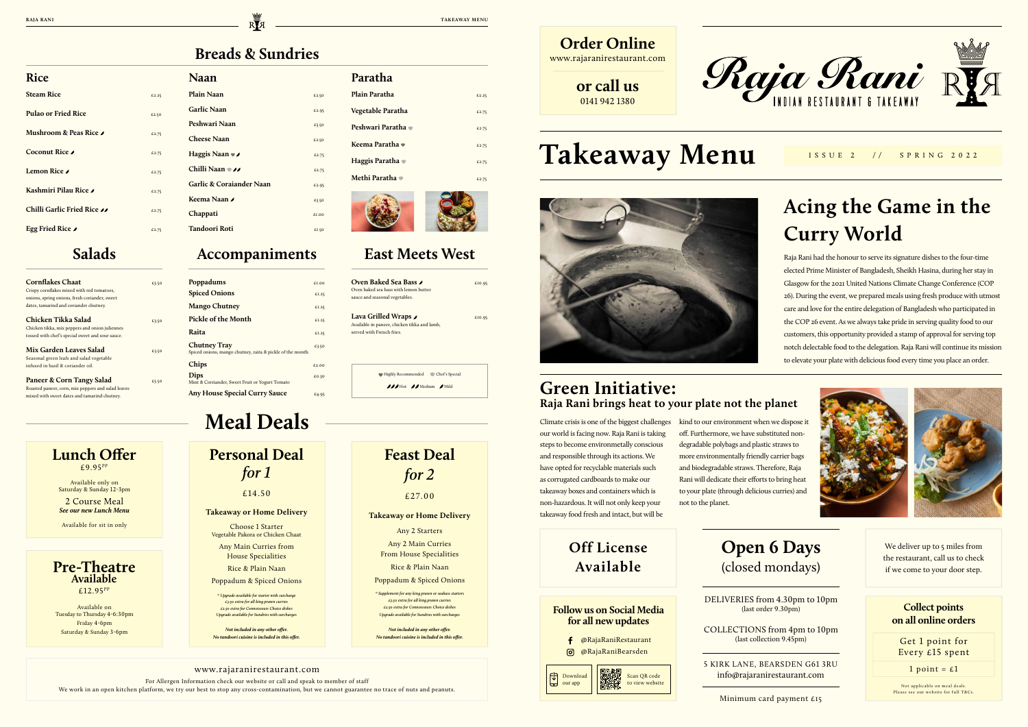# Raja Rani

INDIAN RESTAURANT & TAKEAWAY

## Order Online

www.rajaranirestaurant.com

**or call us**

0141 942 1380

# Takeaway Menu

ISSUE 2 // SPRING 2022

## Acing the Game in the Curry World

Raja Rani had the honour to serve its signature dishes to the four-time elected Prime Minister of Bangladesh, Sheikh Hasina, during her stay in Glasgow for the 2021 United Nations Climate Change Conference (COP 26). During the event, we prepared meals using fresh produce with utmost care and love for the entire delegation of Bangladesh who participated in the COP 26 event. As we always take pride in serving quality food to our customers, this opportunity provided a stamp of approval for serving top notch delectable food to the delegation. Raja Rani will continue its mission to elevate your plate with delicious food every time you place an order.

## Green Initiative:

### Raja Rani brings heat to your plate not the planet

Climate crisis is one of the biggest challenges our world is facing now. Raja Rani is taking steps to become environmentally conscious and responsible through its actions. We have opted for recyclable materials such as corrugated cardboards to make our takeaway boxes and containers which is non-hazardous. It will not only keep your takeaway food fresh and intact, but will be kind to our environment when we dispose it off. Furthermore, we have substituted non-degradable polybags and plastic straws to more environmentally friendly carrier bags and biodegradable straws. Therefore, Raja Rani will dedicate their efforts to bring heat to your plate (through delicious curries) and not to the planet.

## Breads & Sundries

### Rice

| Item | Price |
|---|---|
| Steam Rice | £2.25 |
| Pulao or Fried Rice | £2.50 |
| Mushroom & Peas Rice (Mild) | £2.75 |
| Coconut Rice (Mild) | £2.75 |
| Lemon Rice (Mild) | £2.75 |
| Kashmiri Pilau Rice (Mild) | £2.75 |
| Chilli Garlic Fried Rice (Medium) | £2.75 |
| Egg Fried Rice (Mild) | £2.75 |

### Naan

| Item | Price |
|---|---|
| Plain Naan | £2.50 |
| Garlic Naan | £2.95 |
| Peshwari Naan | £3.50 |
| Cheese Naan | £2.50 |
| Haggis Naan (Highly Recommended, Mild) | £2.75 |
| Chilli Naan (Chef's Special, Medium) | £2.75 |
| Garlic & Coraiander Naan | £2.95 |
| Keema Naan (Mild) | £3.50 |
| Chappati | £1.00 |
| Tandoori Roti | £2.50 |

### Paratha

| Item | Price |
|---|---|
| Plain Paratha | £2.25 |
| Vegetable Paratha | £2.75 |
| Peshwari Paratha (Chef's Special) | £2.75 |
| Keema Paratha (Highly Recommended) | £2.75 |
| Haggis Paratha (Chef's Special) | £2.75 |
| Methi Paratha (Chef's Special) | £2.75 |

## Salads

| Item | Price |
|---|---|
| **Cornflakes Chaat** – Crispy cornflakes mixed with red tomatoes, onions, spring onions, fresh coriander, sweet dates, tamarind and coriander chutney. | £3.50 |
| **Chicken Tikka Salad** – Chicken tikka, mix peppers and onion juliennes tossed with chef's special sweet and sour sauce. | £3.50 |
| **Mix Garden Leaves Salad** – Seasonal green leafs and salad vegetable infused in basil & coriander oil. | £3.50 |
| **Paneer & Corn Tangy Salad** – Roasted paneer, corn, mix peppers and salad leaves mixed with sweet dates and tamarind chutney. | £3.50 |

## Accompaniments

| Item | Price |
|---|---|
| Poppadums | £1.00 |
| Spiced Onions | £1.25 |
| Mango Chutney | £1.25 |
| Pickle of the Month | £1.25 |
| Raita | £1.25 |
| Chutney Tray – Spiced onions, mango chutney, raita & pickle of the month. | £3.50 |
| Chips | £2.00 |
| Dips – Mint & Coriander, Sweet Fruit or Yogurt Tomato | £0.30 |
| Any House Special Curry Sauce | £4.95 |

## East Meets West

| Item | Price |
|---|---|
| **Oven Baked Sea Bass** (Mild) – Oven baked sea bass with lemon butter sauce and seasonal vegetables. | £10.95 |
| **Lava Grilled Wraps** (Mild) – Available in paneer, chicken tikka and lamb, served with French fries. | £10.95 |

Key: ♥ Highly Recommended · ♥ Chef's Special · 🌶🌶🌶 Hot · 🌶🌶 Medium · 🌶 Mild

# Meal Deals

### Lunch Offer

£9.95 PP

Available only on Saturday & Sunday 12-3pm

2 Course Meal

***See our new Lunch Menu***

Available for sit in only

### Pre-Theatre Available

£12.95 PP

Available on
Tuesday to Thursday 4-6:30pm
Friday 4-6pm
Saturday & Sunday 3-6pm

### Personal Deal *for 1*

£14.50

**Takeaway or Home Delivery**

Choose 1 Starter
Vegetable Pakora or Chicken Chaat

Any Main Curries from House Specialities

Rice & Plain Naan

Poppadum & Spiced Onions

*\* Upgrade available for starter with surcharge*
*£3.50 extra for all king prawn curries*
*£2.50 extra for Connoisseurs Choice dishes*
*Upgrade available for Sundries with surcharges*

***Not included in any other offer.***
***No tandoori cuisine is included in this offer.***

### Feast Deal *for 2*

£27.00

**Takeaway or Home Delivery**

Any 2 Starters

Any 2 Main Curries From House Specialities

Rice & Plain Naan

Poppadum & Spiced Onions

*\* Supplement for any king prawn or seabass starters*
*£3.50 extra for all king prawn curries*
*£2.50 extra for Connoisseurs Choice dishes*
*Upgrade available for Sundries with surcharges*

***Not included in any other offer.***
***No tandoori cuisine is included in this offer.***

www.rajaranirestaurant.com

For Allergen Information check our website or call and speak to member of staff

We work in an open kitchen platform, we try our best to stop any cross-contamination, but we cannot guarantee no trace of nuts and peanuts.

## Off License Available

### Follow us on Social Media for all new updates

- Facebook: @RajaRaniRestaurant
- Instagram: @RajaRaniBearsden

Download our app

Scan QR code to view website

## Open 6 Days

(closed mondays)

DELIVERIES from 4.30pm to 10pm
(last order 9.30pm)

COLLECTIONS from 4pm to 10pm
(last collection 9.45pm)

5 KIRK LANE, BEARSDEN G61 3RU
info@rajaranirestaurant.com

Minimum card payment £15

We deliver up to 5 miles from the restaurant, call us to check if we come to your door step.

### Collect points on all online orders

Get 1 point for Every £15 spent

1 point = £1

Not applicable on meal deals.
Please see our website for full T&Cs.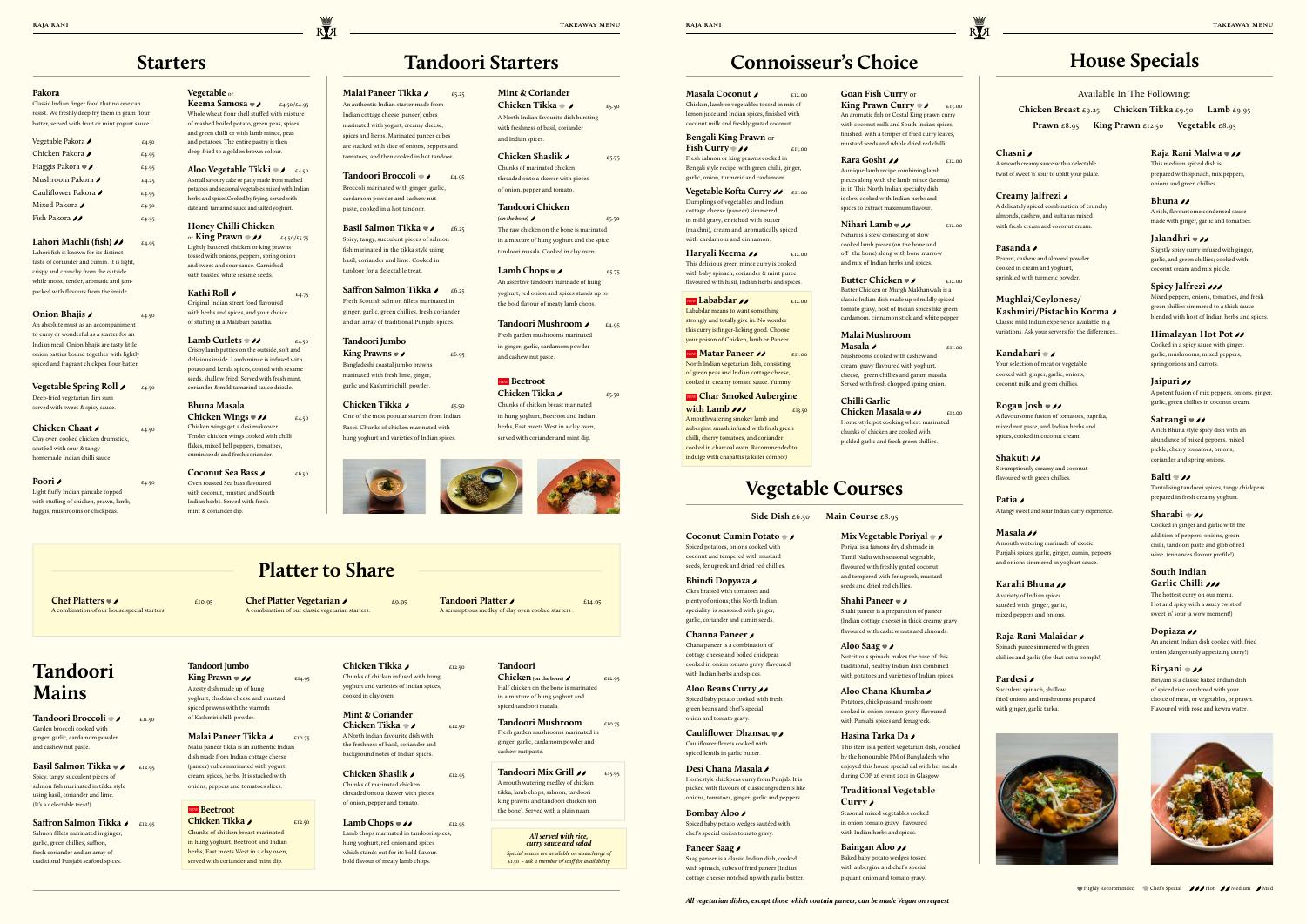# Starters

### Pakora

Classic Indian finger food that no one can resist. We freshly deep fry them in gram flour batter, served with fruit or mint yogurt sauce.

| | |
|---|---|
| Vegetable Pakora | £4.50 |
| Chicken Pakora | £4.95 |
| Haggis Pakora | £4.95 |
| Mushroom Pakora | £4.25 |
| Cauliflower Pakora | £4.95 |
| Mixed Pakora | £4.50 |
| Fish Pakora | £4.95 |

**Lahori Machli (fish)** £4.95
Lahori fish is known for its distinct taste of coriander and cumin. It is light, crispy and crunchy from the outside while moist, tender, aromatic and jam-packed with flavours from the inside.

**Onion Bhajis** £4.50
An absolute must as an accompaniment to curry or wonderful as a starter for an Indian meal. Onion bhajis are tasty little onion patties bound together with lightly spiced and fragrant chickpea flour batter.

**Vegetable Spring Roll** £4.50
Deep-fried vegetarian dim sum served with sweet & spicy sauce.

**Chicken Chaat** £4.50
Clay oven cooked chicken drumstick, sautéed with sour & tangy homemade Indian chilli sauce.

**Poori** £4.50
Light fluffy Indian pancake topped with stuffing of chicken, prawn, lamb, haggis, mushrooms or chickpeas.

**Vegetable or Keema Samosa** £4.50/£4.95
Whole wheat flour shell stuffed with mixture of mashed boiled potato, green peas, spices and green chilli or with lamb mince, peas and potatoes. The entire pastry is then deep-fried to a golden brown colour.

**Aloo Vegetable Tikki** £4.50
A small savoury cake or patty made from mashed potatoes and seasonal vegetables mixed with Indian herbs and spices.Cooked by frying, served with date and tamarind sauce and salted yoghurt.

**Honey Chilli Chicken or King Prawn** £4.50/£5.75
Lightly battered chicken or king prawns tossed with onions, peppers, spring onion and sweet and sour sauce. Garnished with toasted white sesame seeds.

**Kathi Roll** £4.75
Original Indian street food flavoured with herbs and spices, and your choice of stuffing in a Malabari paratha.

**Lamb Cutlets** £4.50
Crispy lamb patties on the outside, soft and delicious inside. Lamb mince is infused with potato and kerala spices, coated with sesame seeds, shallow fried. Served with fresh mint, coriander & mild tamarind sauce drizzle.

**Bhuna Masala Chicken Wings** £4.50
Chicken wings get a desi makeover. Tender chicken wings cooked with chilli flakes, mixed bell peppers, tomatoes, cumin seeds and fresh coriander.

**Coconut Sea Bass** £6.50
Oven roasted Sea bass flavoured with coconut, mustard and South Indian herbs. Served with fresh mint & coriander dip.

# Tandoori Starters

**Malai Paneer Tikka** £5.25
An authentic Indian starter made from Indian cottage cheese (paneer) cubes marinated with yogurt, creamy cheese, spices and herbs. Marinated paneer cubes are stacked with slice of onions, peppers and tomatoes, and then cooked in hot tandoor.

**Tandoori Broccoli** £4.95
Broccoli marinated with ginger, garlic, cardamom powder and cashew nut paste, cooked in a hot tandoor.

**Basil Salmon Tikka** £6.25
Spicy, tangy, succulent pieces of salmon fish marinated in the tikka style using basil, coriander and lime. Cooked in tandoor for a delectable treat.

**Saffron Salmon Tikka** £6.25
Fresh Scottish salmon fillets marinated in ginger, garlic, green chillies, fresh coriander and an array of traditional Punjabi spices.

**Tandoori Jumbo King Prawns** £6.95
Bangladeshi coastal jumbo prawns marinated with fresh lime, ginger, garlic and Kashmiri chilli powder.

**Chicken Tikka** £5.50
One of the most popular starters from Indian Rasoi. Chunks of chicken marinated with hung yoghurt and varieties of Indian spices.

**Mint & Coriander Chicken Tikka** £5.50
A North Indian favourite dish bursting with freshness of basil, coriander and Indian spices.

**Chicken Shaslik** £5.75
Chunks of marinated chicken threaded onto a skewer with pieces of onion, pepper and tomato.

**Tandoori Chicken (on the bone)** £5.50
The raw chicken on the bone is marinated in a mixture of hung yoghurt and the spice tandoori masala. Cooked in clay oven.

**Lamb Chops** £5.75
An assertive tandoori marinade of hung yoghurt, red onion and spices stands up to the bold flavour of meaty lamb chops.

**Tandoori Mushroom** £4.95
Fresh garden mushrooms marinated in ginger, garlic, cardamom powder and cashew nut paste.

**NEW Beetroot Chicken Tikka** £5.50
Chunks of chicken breast marinated in hung yoghurt, Beetroot and Indian herbs, East meets West in a clay oven, served with coriander and mint dip.

# Platter to Share

**Chef Platters** £10.95
A combination of our house special starters.

**Chef Platter Vegetarian** £9.95
A combination of our classic vegetarian starters.

**Tandoori Platter** £14.95
A scrumptious medley of clay oven cooked starters.

# Tandoori Mains

**Tandoori Broccoli** £11.50
Garden broccoli cooked with ginger, garlic, cardamom powder and cashew nut paste.

**Basil Salmon Tikka** £12.95
Spicy, tangy, succulent pieces of salmon fish marinated in tikka style using basil, coriander and lime. (It's a delectable treat!)

**Saffron Salmon Tikka** £12.95
Salmon fillets marinated in ginger, garlic, green chillies, saffron, fresh coriander and an array of traditional Punjabi seafood spices.

**Tandoori Jumbo King Prawn** £14.95
A zesty dish made up of hung yoghurt, cheddar cheese and mustard spiced prawns with the warmth of Kashmiri chilli powder.

**Malai Paneer Tikka** £10.75
Malai paneer tikka is an authentic Indian dish made from Indian cottage cheese (paneer) cubes marinated with yogurt, cream, spices, herbs. It is stacked with onions, peppers and tomatoes slices.

**NEW Beetroot Chicken Tikka** £12.50
Chunks of chicken breast marinated in hung yoghurt, Beetroot and Indian herbs, East meets West in a clay oven, served with coriander and mint dip.

**Chicken Tikka** £12.50
Chunks of chicken infused with hung yoghurt and varieties of Indian spices, cooked in clay oven.

**Mint & Coriander Chicken Tikka** £12.50
A North Indian favourite dish with the freshness of basil, coriander and background notes of Indian spices.

**Chicken Shaslik** £12.95
Chunks of marinated chicken threaded onto a skewer with pieces of onion, pepper and tomato.

**Lamb Chops** £12.95
Lamb chops marinated in tandoori spices, hung yoghurt, red onion and spices which stands out for its bold flavour of meaty lamb chops.

**Tandoori Chicken (on the bone)** £12.95
Half chicken on the bone is marinated in a mixture of hung yoghurt and spiced tandoori masala.

**Tandoori Mushroom** £10.75
Fresh garden mushrooms marinated in ginger, garlic, cardamom powder and cashew nut paste.

**Tandoori Mix Grill** £15.95
A mouth watering medley of chicken tikka, lamb chops, salmon, tandoori king prawns and tandoori chicken (on the bone). Served with a plain naan.

*All served with rice, curry sauce and salad*
*Special sauces are available on a surcharge of £1.50 - ask a member of staff for availability*

# Connoisseur's Choice

**Masala Coconut** £12.00
Chicken, lamb or vegetables tossed in mix of lemon juice and Indian spices, finished with coconut milk and freshly grated coconut.

**Bengali King Prawn or Fish Curry** £13.00
Fresh salmon or king prawns cooked in Bengali style recipe with green chilli, ginger, garlic, onion, turmeric and cardamom.

**Vegetable Kofta Curry** £11.00
Dumplings of vegetables and Indian cottage cheese (paneer) simmered in mild gravy, enriched with butter (makhni), cream and aromatically spiced with cardamom and cinnamon.

**Haryali Keema** £12.00
This delicious green mince curry is cooked with baby spinach, coriander & mint puree flavoured with basil, Indian herbs and spices.

**NEW Lababdar** £12.00
Labahdar means to want something strongly and totally give in. No wonder this curry is finger-licking good. Choose your poison of Chicken, Lamb or Paneer.

**NEW Matar Paneer** £11.00
North Indian vegetarian dish, consisting of green peas and Indian cottage cheese, cooked in creamy tomato sauce. Yummy.

**NEW Char Smoked Aubergine with Lamb** £13.50
A mouthwatering smokey lamb and aubergine smash infused with fresh green chilli, cherry tomatoes, and coriander; cooked in charcoal oven. Recommended to indulge with chapattis (a killer combo!)

**Goan Fish Curry or King Prawn Curry** £13.00
An aromatic fish or Costal King prawn curry with coconut milk and South Indian spices, finished with a temper of fried curry leaves, mustard seeds and whole dried red chilli.

**Rara Gosht** £12.00
A unique lamb recipe combining lamb pieces along with the lamb mince (keema) in it. This North Indian specialty dish is slow cooked with Indian herbs and spices to extract maximum flavour.

**Nihari Lamb** £12.00
Nihari is a stew consisting of slow cooked lamb pieces (on the bone and off the bone) along with bone marrow and mix of Indian herbs and spices.

**Butter Chicken** £12.00
Butter Chicken or Murgh Makhanwala is a classic Indian dish made up of mildly spiced tomato gravy, host of Indian spices like green cardamom, cinnamon stick and white pepper.

**Malai Mushroom Masala** £11.00
Mushrooms cooked with cashew and cream; gravy flavoured with yoghurt, cheese, green chillies and garam masala. Served with fresh chopped spring onion.

**Chilli Garlic Chicken Masala** £12.00
Home-style pot cooking where marinated chunks of chicken are cooked with pickled garlic and fresh green chillies.

# Vegetable Courses

**Side Dish** £6.50 **Main Course** £8.95

**Coconut Cumin Potato**
Spiced potatoes, onions cooked with coconut and tempered with mustard seeds, fenugreek and dried red chillies.

**Bhindi Dopyaza**
Okra braised with tomatoes and plenty of onions; this North Indian speciality is seasoned with ginger, garlic, coriander and cumin seeds.

**Channa Paneer**
Chana paneer is a combination of cottage cheese and boiled chickpeas cooked in onion tomato gravy, flavoured with Indian herbs and spices.

**Aloo Beans Curry**
Spiced baby potato cooked with fresh green beans and chef's special onion and tomato gravy.

**Cauliflower Dhansac**
Cauliflower florets cooked with spiced lentils in garlic butter.

**Desi Chana Masala**
Homestyle chickpeas curry from Punjab. It is packed with flavours of classic ingredients like onions, tomatoes, ginger, garlic and peppers.

**Bombay Aloo**
Spiced baby potato wedges sautéed with chef's special onion tomato gravy.

**Paneer Saag**
Saag paneer is a classic Indian dish, cooked with spinach, cubes of fried paneer (Indian cottage cheese) notched up with garlic butter.

**Mix Vegetable Poriyal**
Poriyal is a famous dry dish made in Tamil Nadu with seasonal vegetable, flavoured with freshly grated coconut and tempered with fenugreek, mustard seeds and dried red chillies.

**Shahi Paneer**
Shahi paneer is a preparation of paneer (Indian cottage cheese) in thick creamy gravy flavoured with cashew nuts and almonds.

**Aloo Saag**
Nutritious spinach makes the base of this traditional, healthy Indian dish combined with potatoes and varieties of Indian spices.

**Aloo Chana Khumba**
Potatoes, chickpeas and mushroom cooked in onion tomato gravy, flavoured with Punjabi spices and fenugreek.

**Hasina Tarka Da**
This item is a perfect vegetarian dish, vouched by the honourable PM of Bangladesh who enjoyed this house special dal with her meals during COP 26 event 2021 in Glasgow

**Traditional Vegetable Curry**
Seasonal mixed vegetables cooked in onion tomato gravy, flavoured with Indian herbs and spices.

**Baingan Aloo**
Baked baby potato wedges tossed with aubergine and chef's special piquant onion and tomato gravy.

*All vegetarian dishes, except those which contain paneer, can be made Vegan on request*

# House Specials

Available In The Following:
**Chicken Breast** £9.25 **Chicken Tikka** £9.50 **Lamb** £9.95
**Prawn** £8.95 **King Prawn** £12.50 **Vegetable** £8.95

**Chasni**
A smooth creamy sauce with a delectable twist of sweet 'n' sour to uplift your palate.

**Creamy Jalfrezi**
A delicately spiced combination of crunchy almonds, cashew, and sultanas mixed with fresh cream and coconut cream.

**Pasanda**
Peanut, cashew and almond powder cooked in cream and yoghurt, sprinkled with turmeric powder.

**Mughlai/Ceylonese/ Kashmiri/Pistachio Korma**
Classic mild Indian speciality available in 4 variations. Ask your servers for the differences..

**Kandahari**
Your selection of meat or vegetable cooked with ginger, garlic, onions, coconut milk and green chillies.

**Rogan Josh**
A flavoursome fusion of tomatoes, paprika, mixed nut paste, and Indian herbs and spices, cooked in coconut cream.

**Shakuti**
Scrumptiously creamy and coconut flavoured with green chillies.

**Patia**
A tangy sweet and sour Indian curry experience.

**Masala**
A mouth watering marinade of exotic Punjabi spices, garlic, ginger, cumin, peppers and onions simmered in yoghurt sauce.

**Karahi Bhuna**
A variety of Indian spices sautéed with ginger, garlic, mixed peppers and onions.

**Raja Rani Malaidar**
Spinach puree simmered with green chillies and garlic (for that extra oomph!)

**Pardesi**
Succulent spinach, shallow fried onions and mushrooms prepared with ginger, garlic tarka.

**Raja Rani Malwa**
This medium spiced dish is prepared with spinach, mix peppers, onions and green chillies.

**Bhuna**
A rich, flavoursome condensed sauce made with ginger, garlic and tomatoes.

**Jalandhri**
Slightly spicy curry infused with ginger, garlic, and green chillies; cooked with coconut cream and mix pickle.

**Spicy Jalfrezi**
Mixed peppers, onions, tomatoes, and fresh green chillies simmered to a thick sauce blended with host of Indian herbs and spices.

**Himalayan Hot Pot**
Cooked in a spicy sauce with ginger, garlic, mushrooms, mixed peppers, spring onions and carrots.

**Jaipuri**
A potent fusion of mix peppers, onions, ginger, garlic, green chillies in coconut cream.

**Satrangi**
A rich Bhuna style spicy dish with an abundance of mixed peppers, mixed pickle, cherry tomatoes, onions, coriander and spring onions.

**Balti**
Tantalising tandoori spices, tangy chickpeas prepared in fresh creamy yoghurt.

**Sharabi**
Cooked in ginger and garlic with the addition of peppers, onions, green chilli, tandoori paste and glob of red wine. (enhances flavour profile!)

**South Indian Garlic Chilli**
The hottest curry on our menu. Hot and spicy with a saucy twist of sweet 'n' sour (a wow moment!)

**Dopiaza**
An ancient Indian dish cooked with fried onion (dangerously appetizing curry!)

**Biryani**
Biryani is a classic baked Indian dish of spiced rice combined with your choice of meat, or vegetables, or prawn. Flavoured with rose and kewra water.

Highly Recommended · Chef's Special · Hot · Medium · Mild